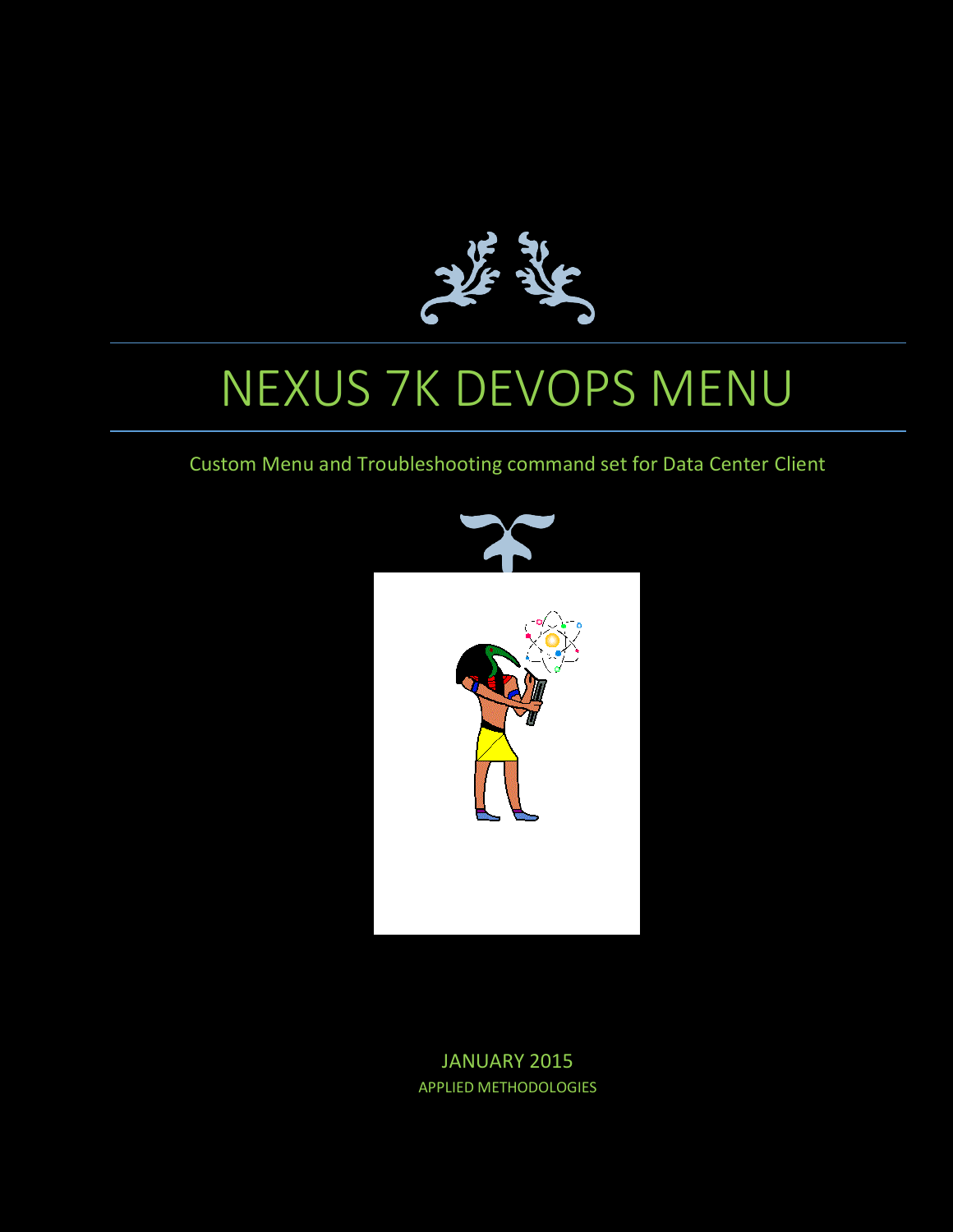# NEXUS 7K DEVOPS MENU

Custom Menu and Troubleshooting command set for Data Center Client

JANUARY 2015

APPLIED METHODOLOGIES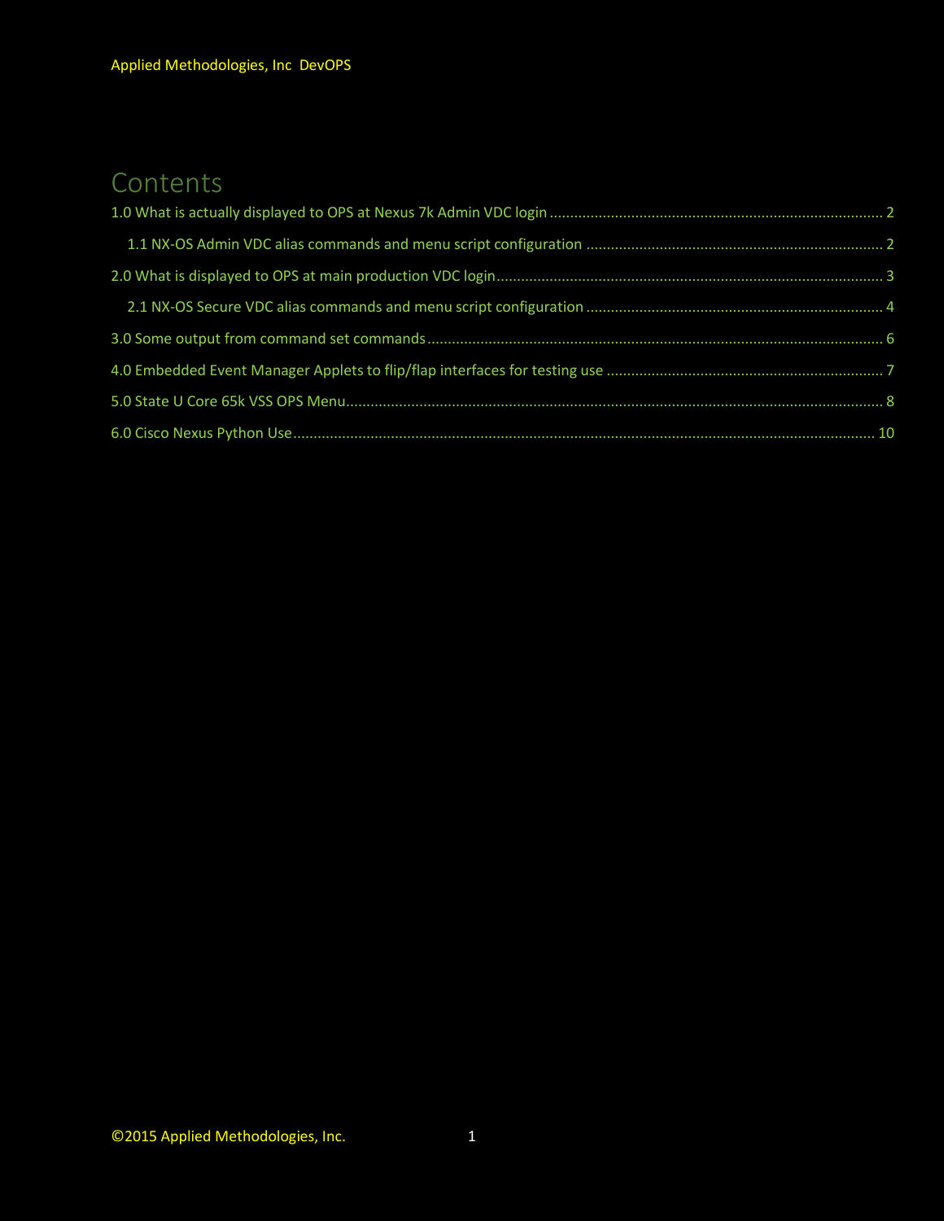# Contents

1.0 What is actually displayed to OPS at Nexus 7k Admin VDC login ........ 2

- 1.1 NX-OS Admin VDC alias commands and menu script configuration ........ 2

2.0 What is displayed to OPS at main production VDC login ........ 3

- 2.1 NX-OS Secure VDC alias commands and menu script configuration ........ 4

3.0 Some output from command set commands ........ 6

4.0 Embedded Event Manager Applets to flip/flap interfaces for testing use ........ 7

5.0 State U Core 65k VSS OPS Menu ........ 8

6.0 Cisco Nexus Python Use ........ 10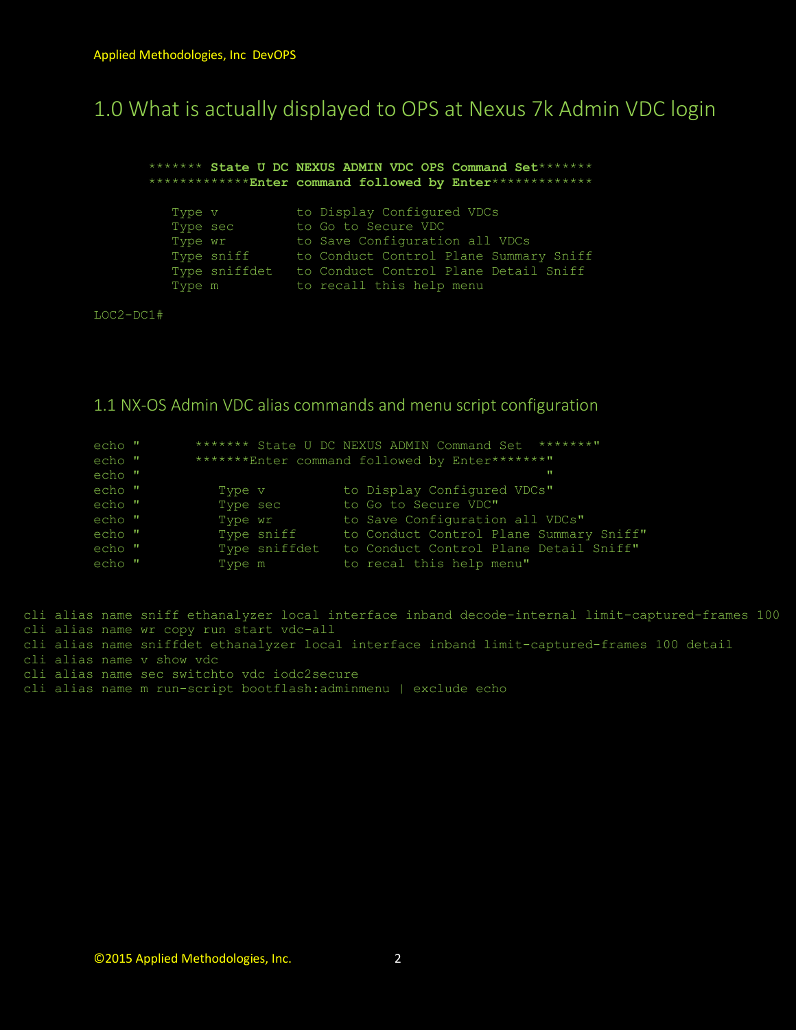## 1.0 What is actually displayed to OPS at Nexus 7k Admin VDC login

```
******* State U DC NEXUS ADMIN VDC OPS Command Set*******
*************Enter command followed by Enter*************

    Type v          to Display Configured VDCs
    Type sec        to Go to Secure VDC
    Type wr         to Save Configuration all VDCs
    Type sniff      to Conduct Control Plane Summary Sniff
    Type sniffdet   to Conduct Control Plane Detail Sniff
    Type m          to recall this help menu

LOC2-DC1#
```

## 1.1 NX-OS Admin VDC alias commands and menu script configuration

```
echo "       ******* State U DC NEXUS ADMIN Command Set  *******"
echo "       *******Enter command followed by Enter*******"
echo "                                                  "
echo "          Type v          to Display Configured VDCs"
echo "          Type sec        to Go to Secure VDC"
echo "          Type wr         to Save Configuration all VDCs"
echo "          Type sniff      to Conduct Control Plane Summary Sniff"
echo "          Type sniffdet   to Conduct Control Plane Detail Sniff"
echo "          Type m          to recal this help menu"
```

```
cli alias name sniff ethanalyzer local interface inband decode-internal limit-captured-frames 100
cli alias name wr copy run start vdc-all
cli alias name sniffdet ethanalyzer local interface inband limit-captured-frames 100 detail
cli alias name v show vdc
cli alias name sec switchto vdc iodc2secure
cli alias name m run-script bootflash:adminmenu | exclude echo
```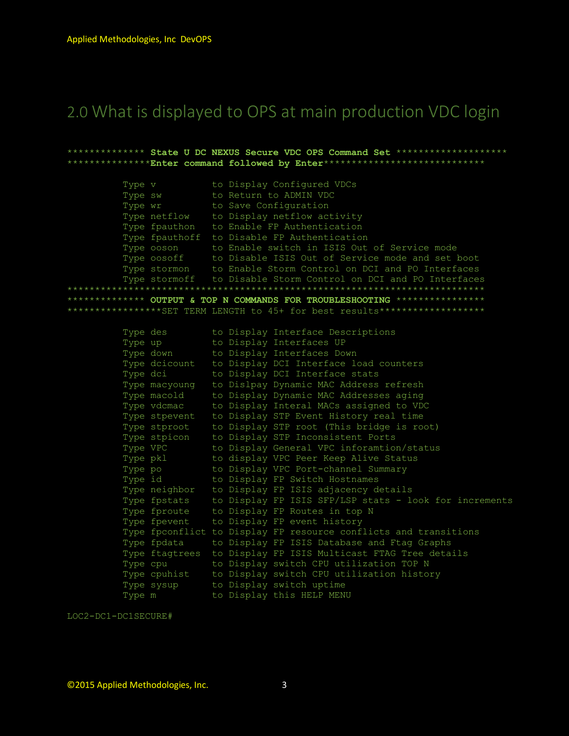## 2.0 What is displayed to OPS at main production VDC login

```
************** State U DC NEXUS Secure VDC OPS Command Set *******************
***************Enter command followed by Enter*****************************

          Type v          to Display Configured VDCs
          Type sw         to Return to ADMIN VDC
          Type wr         to Save Configuration
          Type netflow    to Display netflow activity
          Type fpauthon   to Enable FP Authentication
          Type fpauthoff  to Disable FP Authentication
          Type ooson      to Enable switch in ISIS Out of Service mode
          Type oosoff     to Disable ISIS Out of Service mode and set boot
          Type stormon    to Enable Storm Control on DCI and PO Interfaces
          Type stormoff   to Disable Storm Control on DCI and PO Interfaces
****************************************************************************
************** OUTPUT & TOP N COMMANDS FOR TROUBLESHOOTING ****************
*****************SET TERM LENGTH to 45+ for best results*******************

          Type des        to Display Interface Descriptions
          Type up         to Display Interfaces UP
          Type down       to Display Interfaces Down
          Type dcicount   to Display DCI Interface load counters
          Type dci        to Display DCI Interface stats
          Type macyoung   to Dislpay Dynamic MAC Address refresh
          Type macold     to Display Dynamic MAC Addresses aging
          Type vdcmac     to Display Interal MACs assigned to VDC
          Type stpevent   to Display STP Event History real time
          Type stproot    to Display STP root (This bridge is root)
          Type stpicon    to Display STP Inconsistent Ports
          Type VPC        to Display General VPC inforamtion/status
          Type pkl        to display VPC Peer Keep Alive Status
          Type po         to Display VPC Port-channel Summary
          Type id         to Display FP Switch Hostnames
          Type neighbor   to Display FP ISIS adjacency details
          Type fpstats    to Display FP ISIS SFP/LSP stats - look for increments
          Type fproute    to Display FP Routes in top N
          Type fpevent    to Display FP event history
          Type fpconflict to Display FP resource conflicts and transitions
          Type fpdata     to Display FP ISIS Database and Ftag Graphs
          Type ftagtrees  to Display FP ISIS Multicast FTAG Tree details
          Type cpu        to Display switch CPU utilization TOP N
          Type cpuhist    to Display switch CPU utilization history
          Type sysup      to Display switch uptime
          Type m          to Display this HELP MENU

LOC2-DC1-DC1SECURE#
```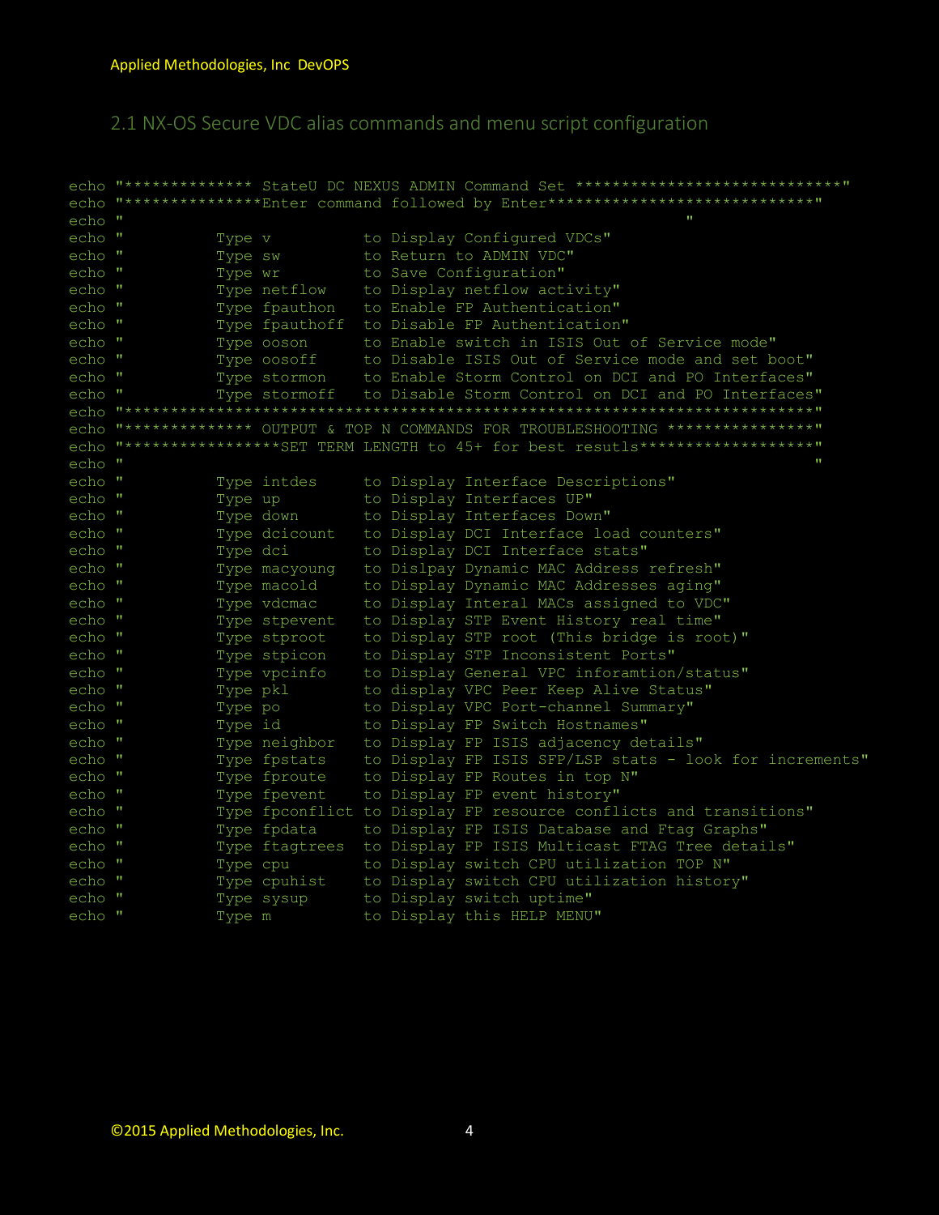## 2.1 NX-OS Secure VDC alias commands and menu script configuration

```
echo "************** StateU DC NEXUS ADMIN Command Set ******************************"
echo "***************Enter command followed by Enter*****************************"
echo "                                                              "
echo "          Type v           to Display Configured VDCs"
echo "          Type sw          to Return to ADMIN VDC"
echo "          Type wr          to Save Configuration"
echo "          Type netflow     to Display netflow activity"
echo "          Type fpauthon    to Enable FP Authentication"
echo "          Type fpauthoff   to Disable FP Authentication"
echo "          Type ooson       to Enable switch in ISIS Out of Service mode"
echo "          Type oosoff      to Disable ISIS Out of Service mode and set boot"
echo "          Type stormon     to Enable Storm Control on DCI and PO Interfaces"
echo "          Type stormoff    to Disable Storm Control on DCI and PO Interfaces"
echo "***************************************************************************"
echo "************** OUTPUT & TOP N COMMANDS FOR TROUBLESHOOTING ****************"
echo "*****************SET TERM LENGTH to 45+ for best results*******************"
echo "                                                                          "
echo "          Type intdes      to Display Interface Descriptions"
echo "          Type up          to Display Interfaces UP"
echo "          Type down        to Display Interfaces Down"
echo "          Type dcicount    to Display DCI Interface load counters"
echo "          Type dci         to Display DCI Interface stats"
echo "          Type macyoung    to Dislpay Dynamic MAC Address refresh"
echo "          Type macold      to Display Dynamic MAC Addresses aging"
echo "          Type vdcmac      to Display Interal MACs assigned to VDC"
echo "          Type stpevent    to Display STP Event History real time"
echo "          Type stproot     to Display STP root (This bridge is root)"
echo "          Type stpicon     to Display STP Inconsistent Ports"
echo "          Type vpcinfo     to Display General VPC inforamtion/status"
echo "          Type pkl         to display VPC Peer Keep Alive Status"
echo "          Type po          to Display VPC Port-channel Summary"
echo "          Type id          to Display FP Switch Hostnames"
echo "          Type neighbor    to Display FP ISIS adjacency details"
echo "          Type fpstats     to Display FP ISIS SFP/LSP stats - look for increments"
echo "          Type fproute     to Display FP Routes in top N"
echo "          Type fpevent     to Display FP event history"
echo "          Type fpconflict  to Display FP resource conflicts and transitions"
echo "          Type fpdata      to Display FP ISIS Database and Ftag Graphs"
echo "          Type ftagtrees   to Display FP ISIS Multicast FTAG Tree details"
echo "          Type cpu         to Display switch CPU utilization TOP N"
echo "          Type cpuhist     to Display switch CPU utilization history"
echo "          Type sysup       to Display switch uptime"
echo "          Type m           to Display this HELP MENU"
```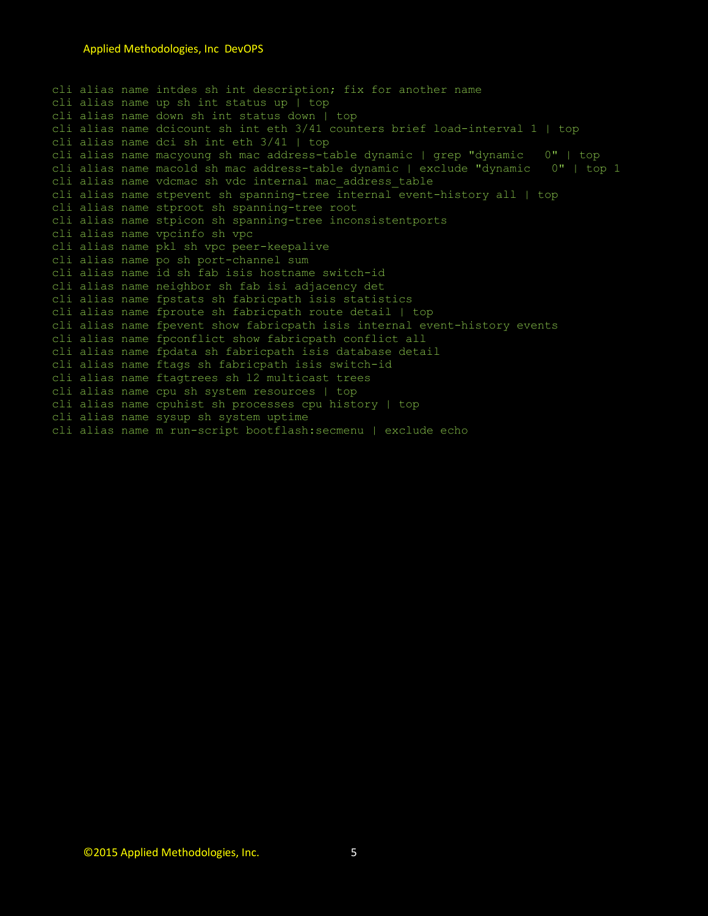```
cli alias name intdes sh int description; fix for another name
cli alias name up sh int status up | top
cli alias name down sh int status down | top
cli alias name dcicount sh int eth 3/41 counters brief load-interval 1 | top
cli alias name dci sh int eth 3/41 | top
cli alias name macyoung sh mac address-table dynamic | grep "dynamic   0" | top
cli alias name macold sh mac address-table dynamic | exclude "dynamic   0" | top 1
cli alias name vdcmac sh vdc internal mac_address_table
cli alias name stpevent sh spanning-tree internal event-history all | top
cli alias name stproot sh spanning-tree root
cli alias name stpicon sh spanning-tree inconsistentports
cli alias name vpcinfo sh vpc
cli alias name pkl sh vpc peer-keepalive
cli alias name po sh port-channel sum
cli alias name id sh fab isis hostname switch-id
cli alias name neighbor sh fab isi adjacency det
cli alias name fpstats sh fabricpath isis statistics
cli alias name fproute sh fabricpath route detail | top
cli alias name fpevent show fabricpath isis internal event-history events
cli alias name fpconflict show fabricpath conflict all
cli alias name fpdata sh fabricpath isis database detail
cli alias name ftags sh fabricpath isis switch-id
cli alias name ftagtrees sh l2 multicast trees
cli alias name cpu sh system resources | top
cli alias name cpuhist sh processes cpu history | top
cli alias name sysup sh system uptime
cli alias name m run-script bootflash:secmenu | exclude echo
```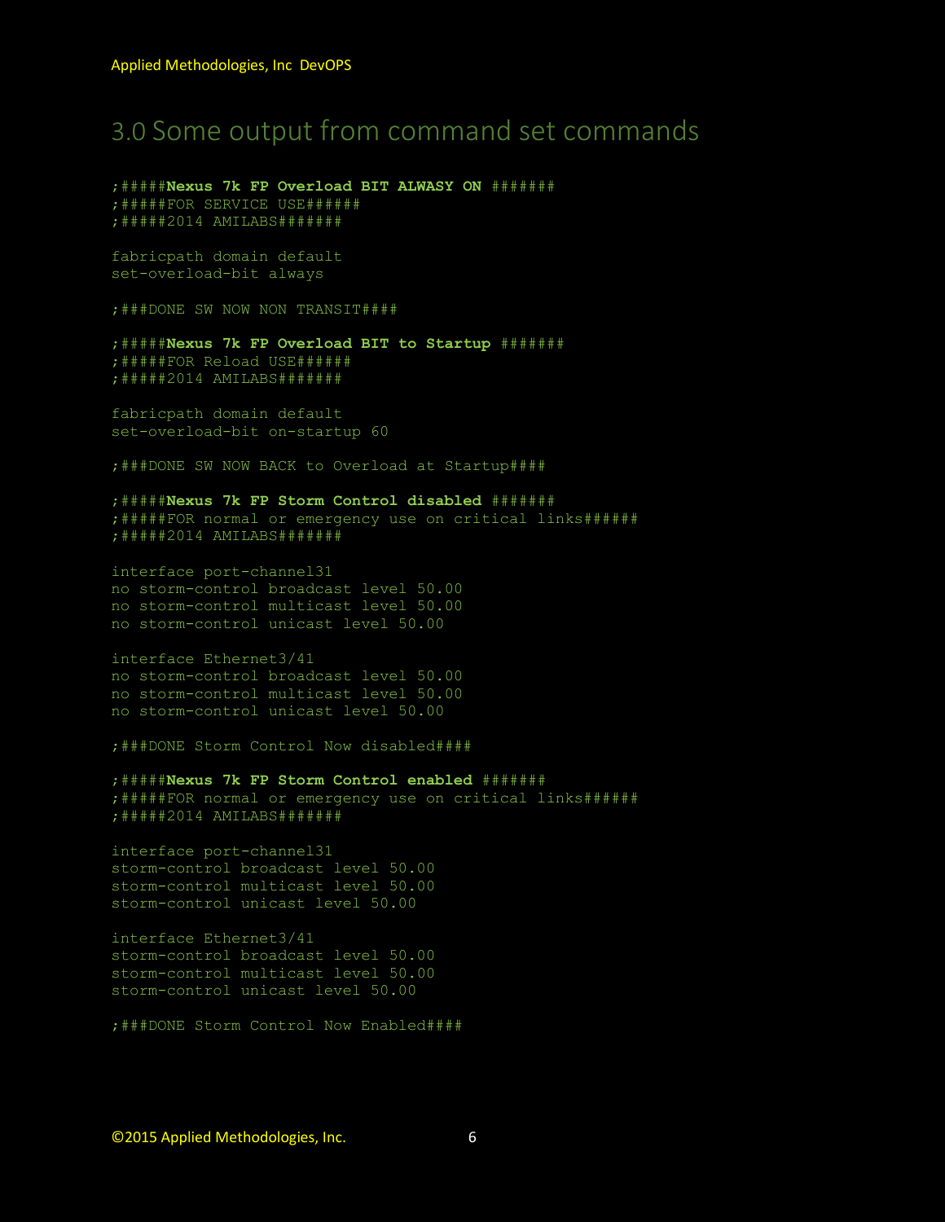# 3.0 Some output from command set commands

```
;#####Nexus 7k FP Overload BIT ALWASY ON #######
;#####FOR SERVICE USE######
;#####2014 AMILABS#######

fabricpath domain default
set-overload-bit always

;###DONE SW NOW NON TRANSIT####

;#####Nexus 7k FP Overload BIT to Startup #######
;#####FOR Reload USE######
;#####2014 AMILABS#######

fabricpath domain default
set-overload-bit on-startup 60

;###DONE SW NOW BACK to Overload at Startup####

;#####Nexus 7k FP Storm Control disabled #######
;#####FOR normal or emergency use on critical links######
;#####2014 AMILABS#######

interface port-channel31
no storm-control broadcast level 50.00
no storm-control multicast level 50.00
no storm-control unicast level 50.00

interface Ethernet3/41
no storm-control broadcast level 50.00
no storm-control multicast level 50.00
no storm-control unicast level 50.00

;###DONE Storm Control Now disabled####

;#####Nexus 7k FP Storm Control enabled #######
;#####FOR normal or emergency use on critical links######
;#####2014 AMILABS#######

interface port-channel31
storm-control broadcast level 50.00
storm-control multicast level 50.00
storm-control unicast level 50.00

interface Ethernet3/41
storm-control broadcast level 50.00
storm-control multicast level 50.00
storm-control unicast level 50.00

;###DONE Storm Control Now Enabled####
```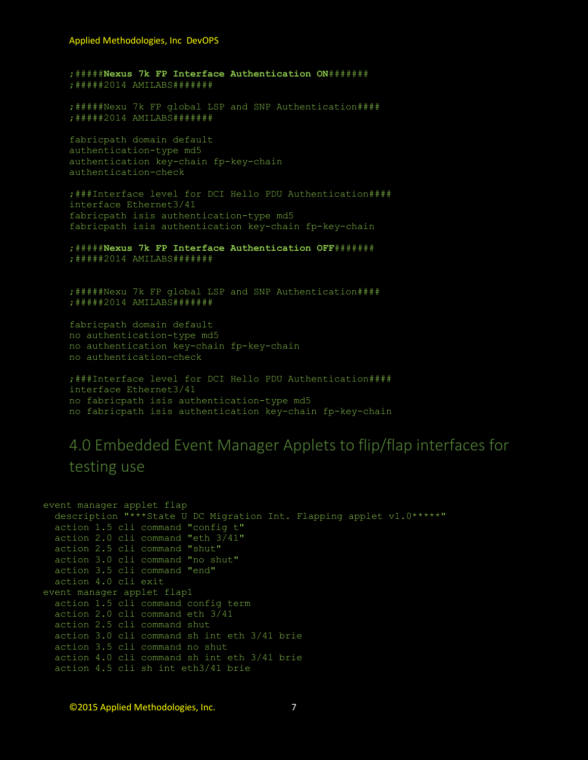```
;#####Nexus 7k FP Interface Authentication ON#######
;#####2014 AMILABS#######

;#####Nexu 7k FP global LSP and SNP Authentication####
;#####2014 AMILABS#######

fabricpath domain default
authentication-type md5
authentication key-chain fp-key-chain
authentication-check

;###Interface level for DCI Hello PDU Authentication####
interface Ethernet3/41
fabricpath isis authentication-type md5
fabricpath isis authentication key-chain fp-key-chain

;#####Nexus 7k FP Interface Authentication OFF#######
;#####2014 AMILABS#######


;#####Nexu 7k FP global LSP and SNP Authentication####
;#####2014 AMILABS#######

fabricpath domain default
no authentication-type md5
no authentication key-chain fp-key-chain
no authentication-check

;###Interface level for DCI Hello PDU Authentication####
interface Ethernet3/41
no fabricpath isis authentication-type md5
no fabricpath isis authentication key-chain fp-key-chain
```

## 4.0 Embedded Event Manager Applets to flip/flap interfaces for testing use

```
event manager applet flap
  description "***State U DC Migration Int. Flapping applet v1.0*****"
  action 1.5 cli command "config t"
  action 2.0 cli command "eth 3/41"
  action 2.5 cli command "shut"
  action 3.0 cli command "no shut"
  action 3.5 cli command "end"
  action 4.0 cli exit
event manager applet flap1
  action 1.5 cli command config term
  action 2.0 cli command eth 3/41
  action 2.5 cli command shut
  action 3.0 cli command sh int eth 3/41 brie
  action 3.5 cli command no shut
  action 4.0 cli command sh int eth 3/41 brie
  action 4.5 cli sh int eth3/41 brie
```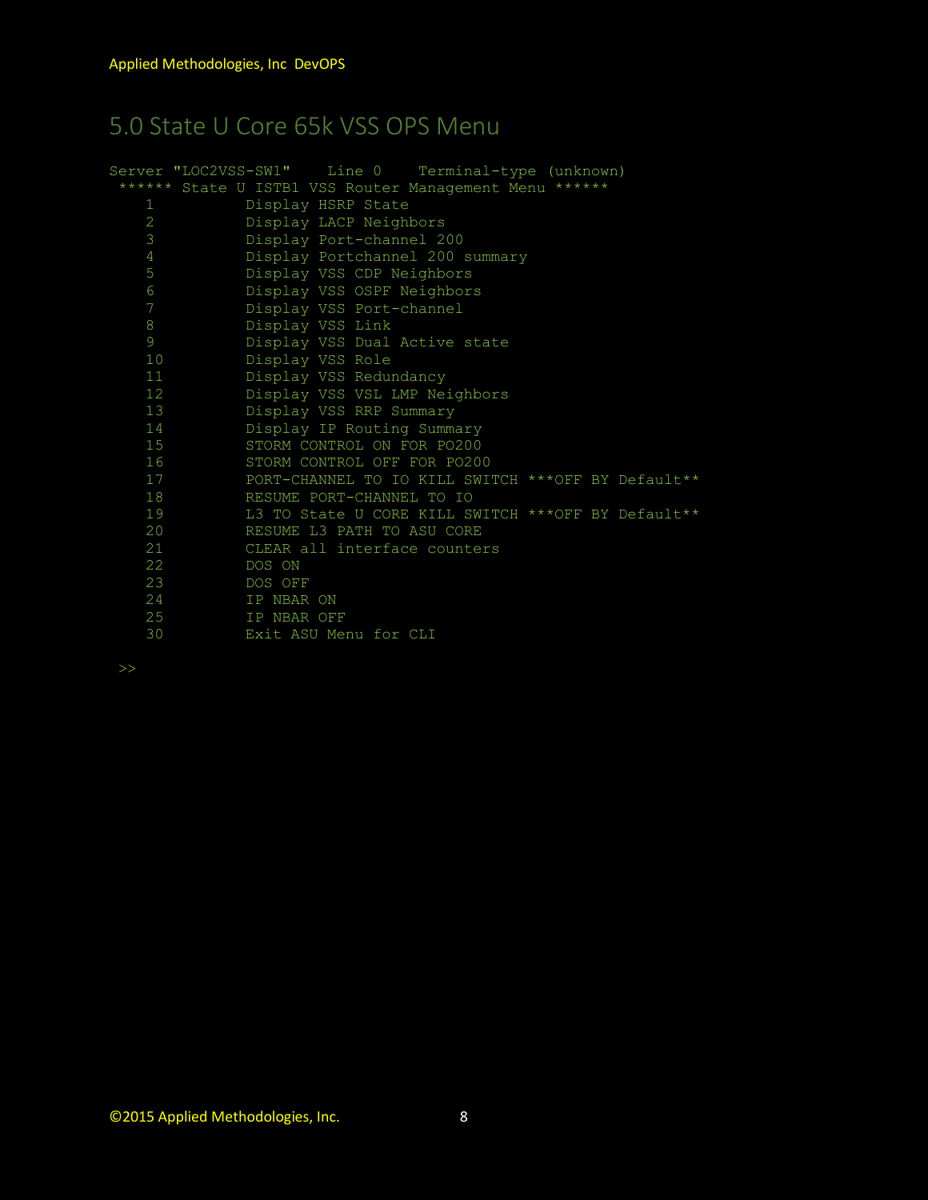# 5.0 State U Core 65k VSS OPS Menu

```
Server "LOC2VSS-SW1"    Line 0    Terminal-type (unknown)
 ****** State U ISTB1 VSS Router Management Menu ******
    1          Display HSRP State
    2          Display LACP Neighbors
    3          Display Port-channel 200
    4          Display Portchannel 200 summary
    5          Display VSS CDP Neighbors
    6          Display VSS OSPF Neighbors
    7          Display VSS Port-channel
    8          Display VSS Link
    9          Display VSS Dual Active state
    10         Display VSS Role
    11         Display VSS Redundancy
    12         Display VSS VSL LMP Neighbors
    13         Display VSS RRP Summary
    14         Display IP Routing Summary
    15         STORM CONTROL ON FOR PO200
    16         STORM CONTROL OFF FOR PO200
    17         PORT-CHANNEL TO IO KILL SWITCH ***OFF BY Default**
    18         RESUME PORT-CHANNEL TO IO
    19         L3 TO State U CORE KILL SWITCH ***OFF BY Default**
    20         RESUME L3 PATH TO ASU CORE
    21         CLEAR all interface counters
    22         DOS ON
    23         DOS OFF
    24         IP NBAR ON
    25         IP NBAR OFF
    30         Exit ASU Menu for CLI

 >>
```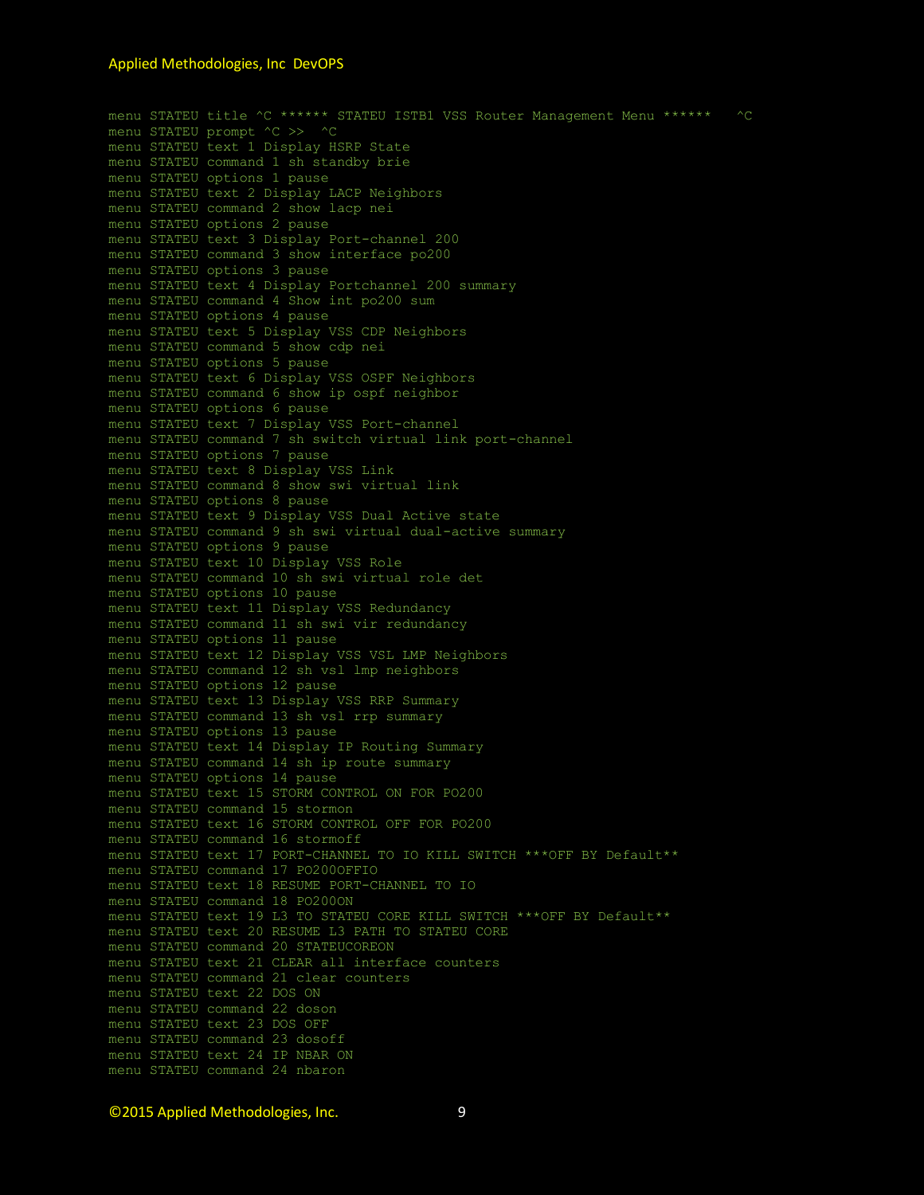```
menu STATEU title ^C ****** STATEU ISTB1 VSS Router Management Menu ******   ^C
menu STATEU prompt ^C >>  ^C
menu STATEU text 1 Display HSRP State
menu STATEU command 1 sh standby brie
menu STATEU options 1 pause
menu STATEU text 2 Display LACP Neighbors
menu STATEU command 2 show lacp nei
menu STATEU options 2 pause
menu STATEU text 3 Display Port-channel 200
menu STATEU command 3 show interface po200
menu STATEU options 3 pause
menu STATEU text 4 Display Portchannel 200 summary
menu STATEU command 4 Show int po200 sum
menu STATEU options 4 pause
menu STATEU text 5 Display VSS CDP Neighbors
menu STATEU command 5 show cdp nei
menu STATEU options 5 pause
menu STATEU text 6 Display VSS OSPF Neighbors
menu STATEU command 6 show ip ospf neighbor
menu STATEU options 6 pause
menu STATEU text 7 Display VSS Port-channel
menu STATEU command 7 sh switch virtual link port-channel
menu STATEU options 7 pause
menu STATEU text 8 Display VSS Link
menu STATEU command 8 show swi virtual link
menu STATEU options 8 pause
menu STATEU text 9 Display VSS Dual Active state
menu STATEU command 9 sh swi virtual dual-active summary
menu STATEU options 9 pause
menu STATEU text 10 Display VSS Role
menu STATEU command 10 sh swi virtual role det
menu STATEU options 10 pause
menu STATEU text 11 Display VSS Redundancy
menu STATEU command 11 sh swi vir redundancy
menu STATEU options 11 pause
menu STATEU text 12 Display VSS VSL LMP Neighbors
menu STATEU command 12 sh vsl lmp neighbors
menu STATEU options 12 pause
menu STATEU text 13 Display VSS RRP Summary
menu STATEU command 13 sh vsl rrp summary
menu STATEU options 13 pause
menu STATEU text 14 Display IP Routing Summary
menu STATEU command 14 sh ip route summary
menu STATEU options 14 pause
menu STATEU text 15 STORM CONTROL ON FOR PO200
menu STATEU command 15 stormon
menu STATEU text 16 STORM CONTROL OFF FOR PO200
menu STATEU command 16 stormoff
menu STATEU text 17 PORT-CHANNEL TO IO KILL SWITCH ***OFF BY Default**
menu STATEU command 17 PO200OFFIO
menu STATEU text 18 RESUME PORT-CHANNEL TO IO
menu STATEU command 18 PO200ON
menu STATEU text 19 L3 TO STATEU CORE KILL SWITCH ***OFF BY Default**
menu STATEU text 20 RESUME L3 PATH TO STATEU CORE
menu STATEU command 20 STATEUCOREON
menu STATEU text 21 CLEAR all interface counters
menu STATEU command 21 clear counters
menu STATEU text 22 DOS ON
menu STATEU command 22 doson
menu STATEU text 23 DOS OFF
menu STATEU command 23 dosoff
menu STATEU text 24 IP NBAR ON
menu STATEU command 24 nbaron
```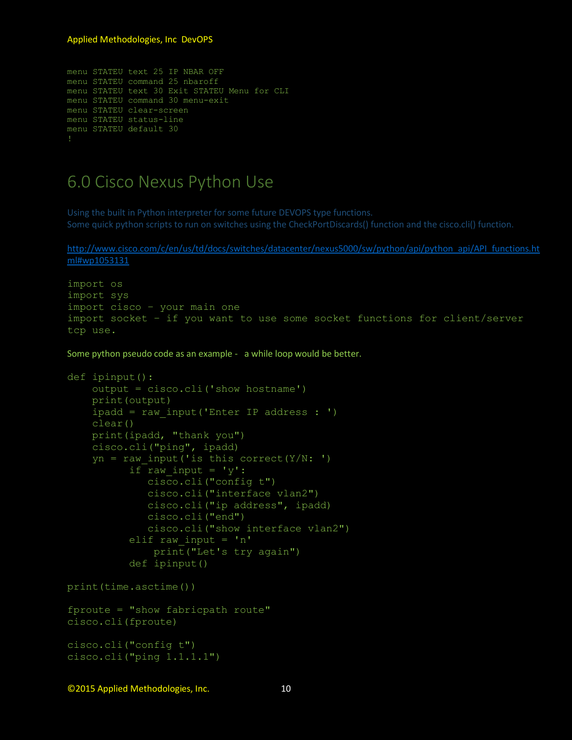```
menu STATEU text 25 IP NBAR OFF
menu STATEU command 25 nbaroff
menu STATEU text 30 Exit STATEU Menu for CLI
menu STATEU command 30 menu-exit
menu STATEU clear-screen
menu STATEU status-line
menu STATEU default 30
!
```

# 6.0 Cisco Nexus Python Use

Using the built in Python interpreter for some future DEVOPS type functions.
Some quick python scripts to run on switches using the CheckPortDiscards() function and the cisco.cli() function.

http://www.cisco.com/c/en/us/td/docs/switches/datacenter/nexus5000/sw/python/api/python_api/API_functions.html#wp1053131

```
import os
import sys
import cisco – your main one
import socket – if you want to use some socket functions for client/server
tcp use.
```

Some python pseudo code as an example - a while loop would be better.

```
def ipinput():
    output = cisco.cli('show hostname')
    print(output)
    ipadd = raw_input('Enter IP address : ')
    clear()
    print(ipadd, "thank you")
    cisco.cli("ping", ipadd)
    yn = raw_input('is this correct(Y/N: ')
          if raw_input = 'y':
             cisco.cli("config t")
             cisco.cli("interface vlan2")
             cisco.cli("ip address", ipadd)
             cisco.cli("end")
             cisco.cli("show interface vlan2")
          elif raw_input = 'n'
              print("Let's try again")
          def ipinput()

print(time.asctime())

fproute = "show fabricpath route"
cisco.cli(fproute)

cisco.cli("config t")
cisco.cli("ping 1.1.1.1")
```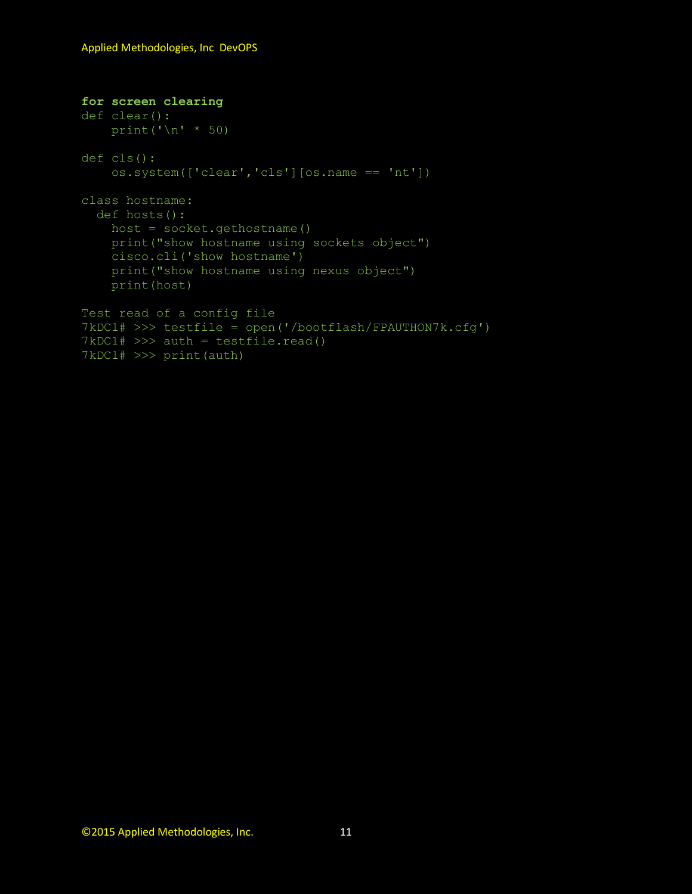**for screen clearing**

```
def clear():
    print('\n' * 50)

def cls():
    os.system(['clear','cls'][os.name == 'nt'])

class hostname:
  def hosts():
    host = socket.gethostname()
    print("show hostname using sockets object")
    cisco.cli('show hostname')
    print("show hostname using nexus object")
    print(host)
```

Test read of a config file

```
7kDC1# >>> testfile = open('/bootflash/FPAUTHON7k.cfg')
7kDC1# >>> auth = testfile.read()
7kDC1# >>> print(auth)
```